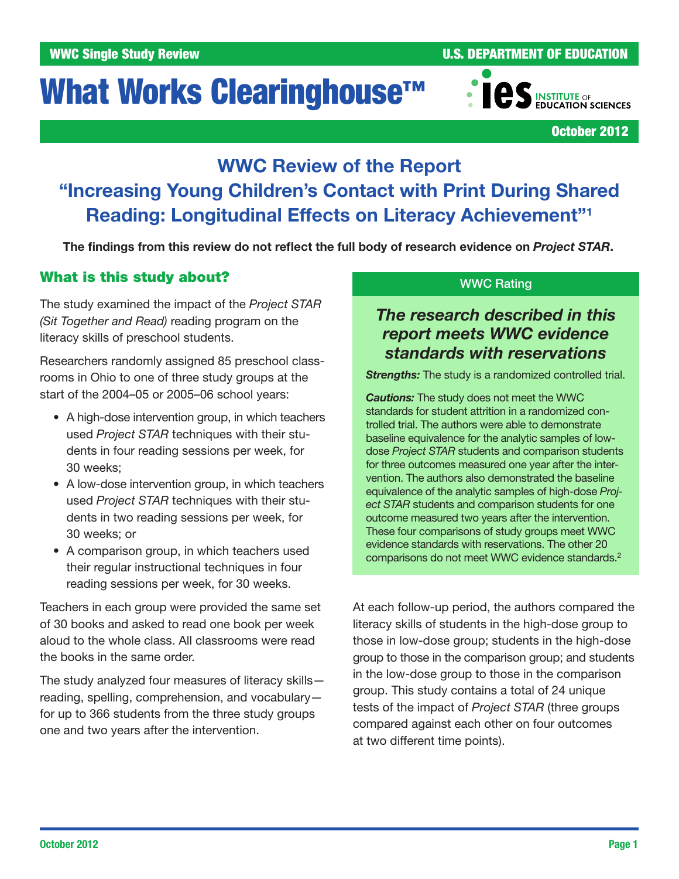WWC Single Study Review

U.S. DEPARTMENT OF EDUCATION

# What Works Clearinghouse™

INSTITUTE OF EDUCATION SCIENCES

October 2012

## WWC Review of the Report “Increasing Young Children’s Contact with Print During Shared Reading: Longitudinal Effects on Literacy Achievement”[1]

**The findings from this review do not reflect the full body of research evidence on *Project STAR*.**

### What is this study about?

The study examined the impact of the *Project STAR (Sit Together and Read)* reading program on the literacy skills of preschool students.

Researchers randomly assigned 85 preschool classrooms in Ohio to one of three study groups at the start of the 2004–05 or 2005–06 school years:

- A high-dose intervention group, in which teachers used *Project STAR* techniques with their students in four reading sessions per week, for 30 weeks;
- A low-dose intervention group, in which teachers used *Project STAR* techniques with their students in two reading sessions per week, for 30 weeks; or
- A comparison group, in which teachers used their regular instructional techniques in four reading sessions per week, for 30 weeks.

Teachers in each group were provided the same set of 30 books and asked to read one book per week aloud to the whole class. All classrooms were read the books in the same order.

The study analyzed four measures of literacy skills—reading, spelling, comprehension, and vocabulary—for up to 366 students from the three study groups one and two years after the intervention.

> **WWC Rating**
>
> ***The research described in this report meets WWC evidence standards with reservations***
>
> ***Strengths:*** The study is a randomized controlled trial.
>
> ***Cautions:*** The study does not meet the WWC standards for student attrition in a randomized controlled trial. The authors were able to demonstrate baseline equivalence for the analytic samples of low-dose *Project STAR* students and comparison students for three outcomes measured one year after the intervention. The authors also demonstrated the baseline equivalence of the analytic samples of high-dose *Project STAR* students and comparison students for one outcome measured two years after the intervention. These four comparisons of study groups meet WWC evidence standards with reservations. The other 20 comparisons do not meet WWC evidence standards.[2]

At each follow-up period, the authors compared the literacy skills of students in the high-dose group to those in low-dose group; students in the high-dose group to those in the comparison group; and students in the low-dose group to those in the comparison group. This study contains a total of 24 unique tests of the impact of *Project STAR* (three groups compared against each other on four outcomes at two different time points).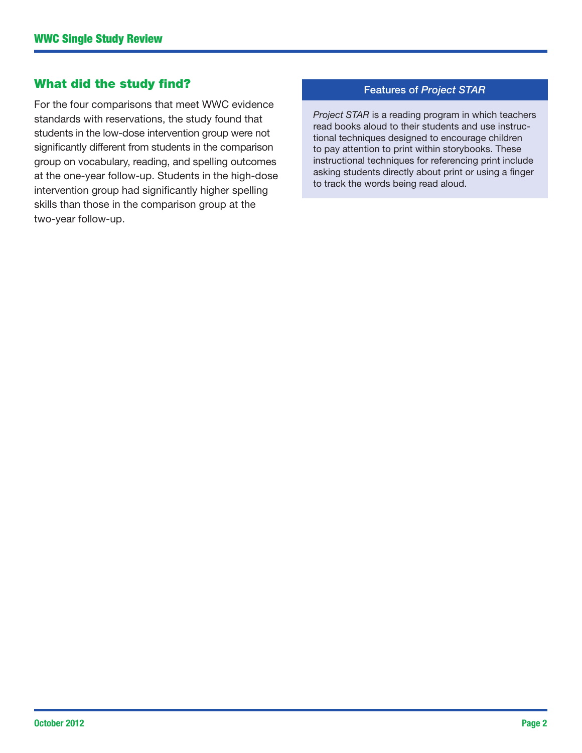## What did the study find?

For the four comparisons that meet WWC evidence standards with reservations, the study found that students in the low-dose intervention group were not significantly different from students in the comparison group on vocabulary, reading, and spelling outcomes at the one-year follow-up. Students in the high-dose intervention group had significantly higher spelling skills than those in the comparison group at the two-year follow-up.

### Features of *Project STAR*

*Project STAR* is a reading program in which teachers read books aloud to their students and use instructional techniques designed to encourage children to pay attention to print within storybooks. These instructional techniques for referencing print include asking students directly about print or using a finger to track the words being read aloud.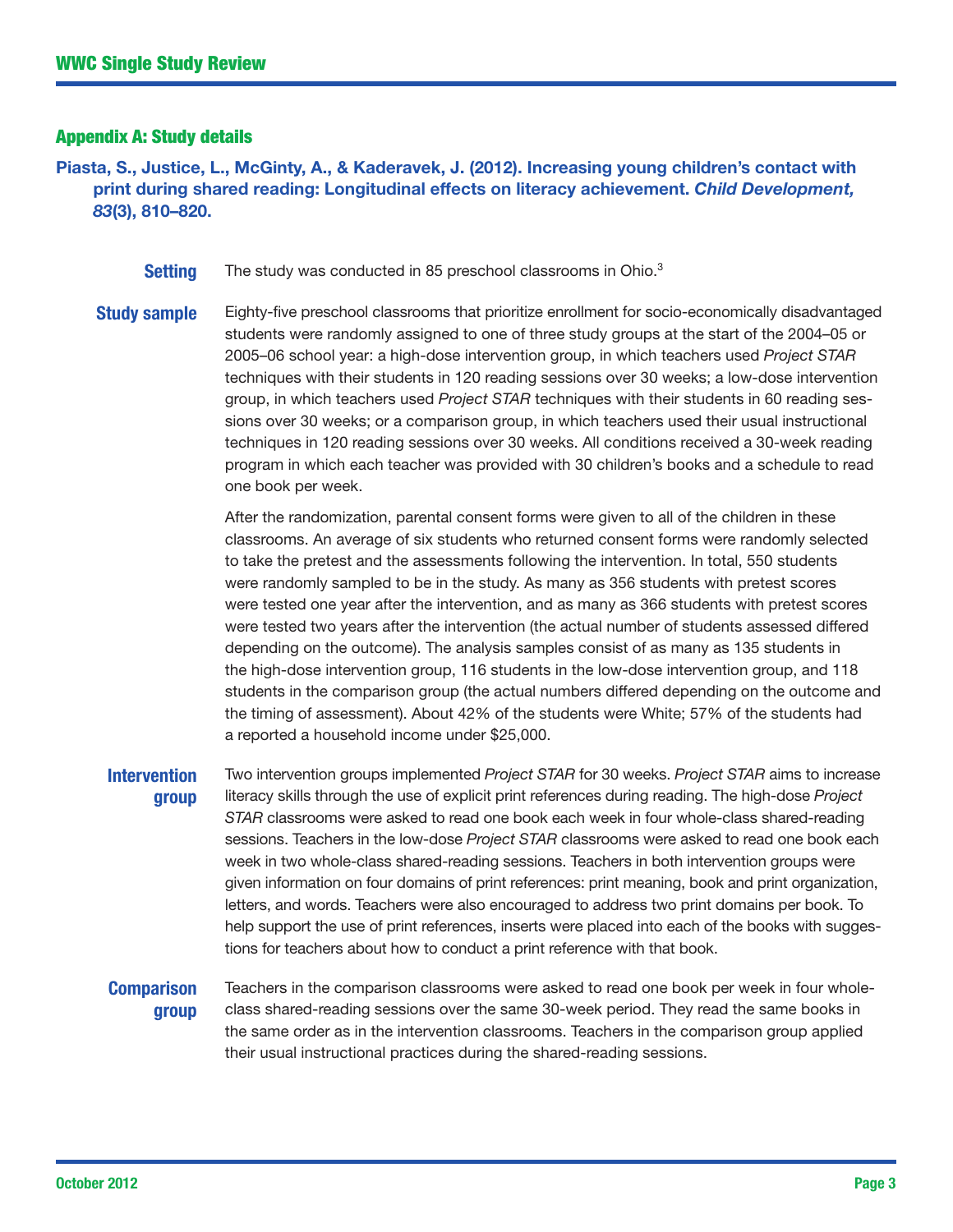## Appendix A: Study details

**Piasta, S., Justice, L., McGinty, A., & Kaderavek, J. (2012). Increasing young children's contact with print during shared reading: Longitudinal effects on literacy achievement. *Child Development, 83*(3), 810–820.**

**Setting**

The study was conducted in 85 preschool classrooms in Ohio.[3]

**Study sample**

Eighty-five preschool classrooms that prioritize enrollment for socio-economically disadvantaged students were randomly assigned to one of three study groups at the start of the 2004–05 or 2005–06 school year: a high-dose intervention group, in which teachers used *Project STAR* techniques with their students in 120 reading sessions over 30 weeks; a low-dose intervention group, in which teachers used *Project STAR* techniques with their students in 60 reading sessions over 30 weeks; or a comparison group, in which teachers used their usual instructional techniques in 120 reading sessions over 30 weeks. All conditions received a 30-week reading program in which each teacher was provided with 30 children's books and a schedule to read one book per week.

After the randomization, parental consent forms were given to all of the children in these classrooms. An average of six students who returned consent forms were randomly selected to take the pretest and the assessments following the intervention. In total, 550 students were randomly sampled to be in the study. As many as 356 students with pretest scores were tested one year after the intervention, and as many as 366 students with pretest scores were tested two years after the intervention (the actual number of students assessed differed depending on the outcome). The analysis samples consist of as many as 135 students in the high-dose intervention group, 116 students in the low-dose intervention group, and 118 students in the comparison group (the actual numbers differed depending on the outcome and the timing of assessment). About 42% of the students were White; 57% of the students had a reported a household income under $25,000.

**Intervention group**

Two intervention groups implemented *Project STAR* for 30 weeks. *Project STAR* aims to increase literacy skills through the use of explicit print references during reading. The high-dose *Project STAR* classrooms were asked to read one book each week in four whole-class shared-reading sessions. Teachers in the low-dose *Project STAR* classrooms were asked to read one book each week in two whole-class shared-reading sessions. Teachers in both intervention groups were given information on four domains of print references: print meaning, book and print organization, letters, and words. Teachers were also encouraged to address two print domains per book. To help support the use of print references, inserts were placed into each of the books with suggestions for teachers about how to conduct a print reference with that book.

**Comparison group**

Teachers in the comparison classrooms were asked to read one book per week in four whole-class shared-reading sessions over the same 30-week period. They read the same books in the same order as in the intervention classrooms. Teachers in the comparison group applied their usual instructional practices during the shared-reading sessions.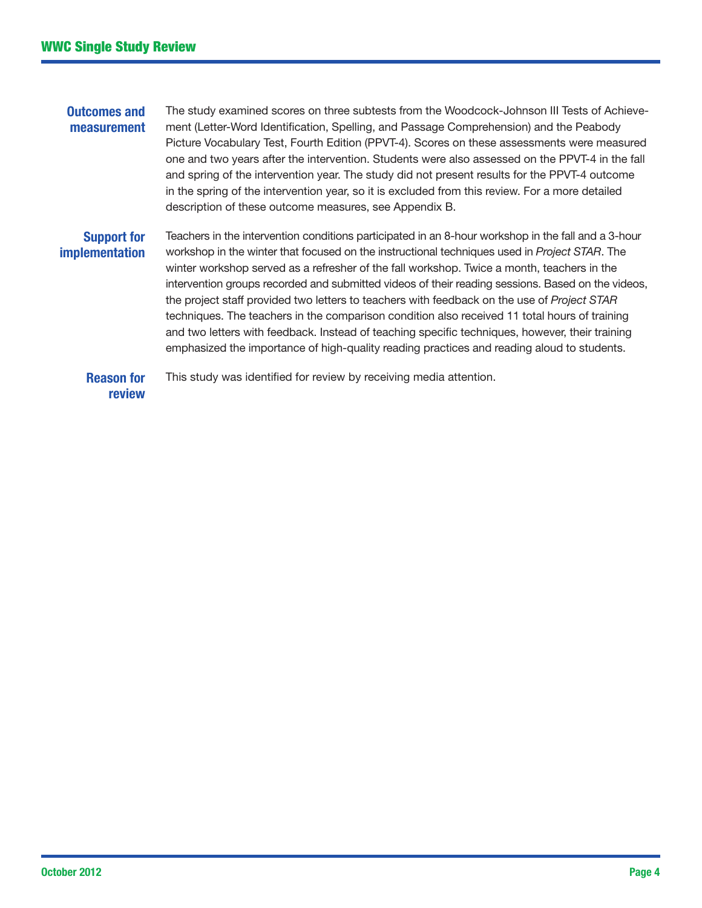**Outcomes and measurement**

The study examined scores on three subtests from the Woodcock-Johnson III Tests of Achievement (Letter-Word Identification, Spelling, and Passage Comprehension) and the Peabody Picture Vocabulary Test, Fourth Edition (PPVT-4). Scores on these assessments were measured one and two years after the intervention. Students were also assessed on the PPVT-4 in the fall and spring of the intervention year. The study did not present results for the PPVT-4 outcome in the spring of the intervention year, so it is excluded from this review. For a more detailed description of these outcome measures, see Appendix B.

**Support for implementation**

Teachers in the intervention conditions participated in an 8-hour workshop in the fall and a 3-hour workshop in the winter that focused on the instructional techniques used in *Project STAR*. The winter workshop served as a refresher of the fall workshop. Twice a month, teachers in the intervention groups recorded and submitted videos of their reading sessions. Based on the videos, the project staff provided two letters to teachers with feedback on the use of *Project STAR* techniques. The teachers in the comparison condition also received 11 total hours of training and two letters with feedback. Instead of teaching specific techniques, however, their training emphasized the importance of high-quality reading practices and reading aloud to students.

**Reason for review**

This study was identified for review by receiving media attention.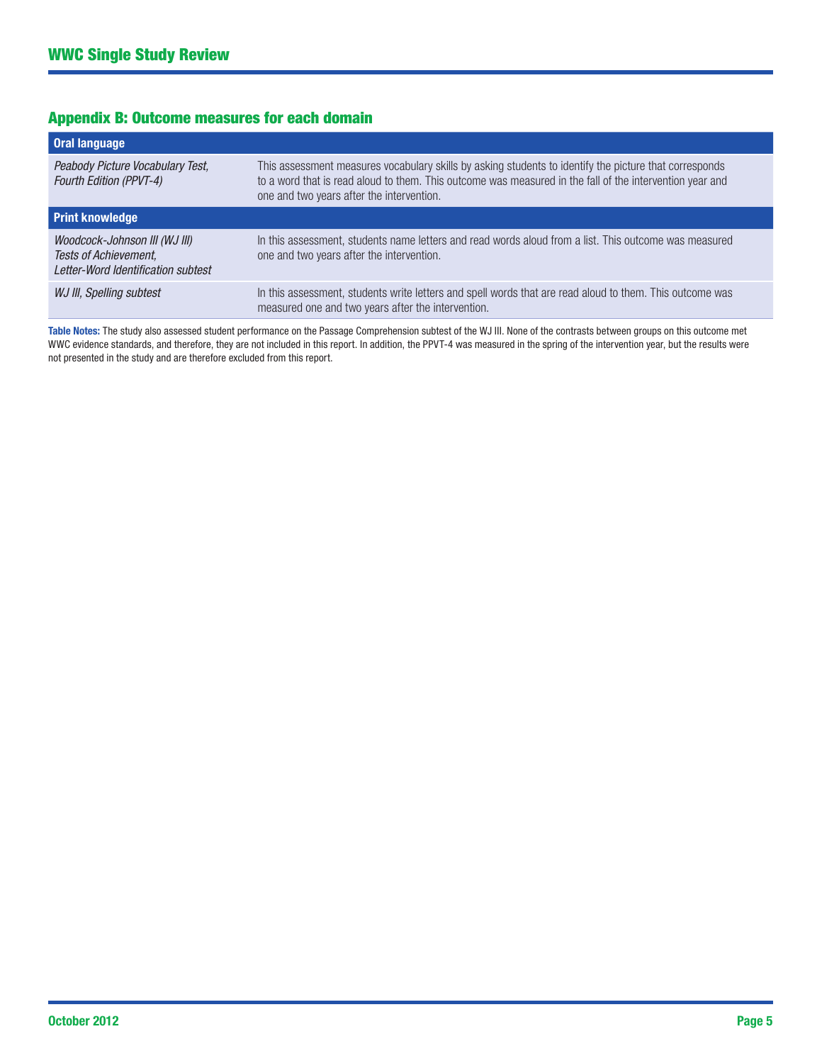## Appendix B: Outcome measures for each domain

| Outcome measure | Description |
|---|---|
| **Oral language** | |
| *Peabody Picture Vocabulary Test, Fourth Edition (PPVT-4)* | This assessment measures vocabulary skills by asking students to identify the picture that corresponds to a word that is read aloud to them. This outcome was measured in the fall of the intervention year and one and two years after the intervention. |
| **Print knowledge** | |
| *Woodcock-Johnson III (WJ III) Tests of Achievement, Letter-Word Identification subtest* | In this assessment, students name letters and read words aloud from a list. This outcome was measured one and two years after the intervention. |
| *WJ III, Spelling subtest* | In this assessment, students write letters and spell words that are read aloud to them. This outcome was measured one and two years after the intervention. |

**Table Notes:** The study also assessed student performance on the Passage Comprehension subtest of the WJ III. None of the contrasts between groups on this outcome met WWC evidence standards, and therefore, they are not included in this report. In addition, the PPVT-4 was measured in the spring of the intervention year, but the results were not presented in the study and are therefore excluded from this report.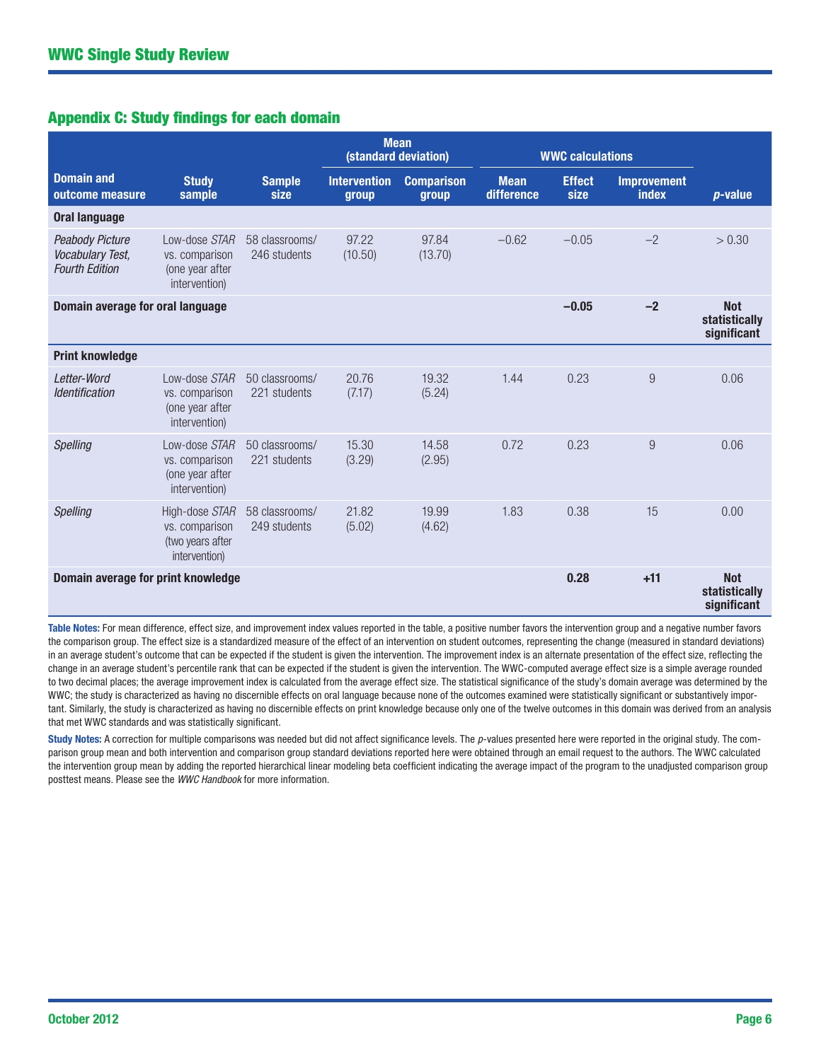## Appendix C: Study findings for each domain

| Domain and outcome measure | Study sample | Sample size | Mean (standard deviation) | | WWC calculations | | | |
|---|---|---|---|---|---|---|---|---|
| | | | Intervention group | Comparison group | Mean difference | Effect size | Improvement index | *p*-value |
| **Oral language** | | | | | | | | |
| *Peabody Picture Vocabulary Test, Fourth Edition* | Low-dose *STAR* vs. comparison (one year after intervention) | 58 classrooms/ 246 students | 97.22 (10.50) | 97.84 (13.70) | –0.62 | –0.05 | –2 | > 0.30 |
| **Domain average for oral language** | | | | | | **–0.05** | **–2** | **Not statistically significant** |
| **Print knowledge** | | | | | | | | |
| *Letter-Word Identification* | Low-dose *STAR* vs. comparison (one year after intervention) | 50 classrooms/ 221 students | 20.76 (7.17) | 19.32 (5.24) | 1.44 | 0.23 | 9 | 0.06 |
| *Spelling* | Low-dose *STAR* vs. comparison (one year after intervention) | 50 classrooms/ 221 students | 15.30 (3.29) | 14.58 (2.95) | 0.72 | 0.23 | 9 | 0.06 |
| *Spelling* | High-dose *STAR* vs. comparison (two years after intervention) | 58 classrooms/ 249 students | 21.82 (5.02) | 19.99 (4.62) | 1.83 | 0.38 | 15 | 0.00 |
| **Domain average for print knowledge** | | | | | | **0.28** | **+11** | **Not statistically significant** |

**Table Notes:** For mean difference, effect size, and improvement index values reported in the table, a positive number favors the intervention group and a negative number favors the comparison group. The effect size is a standardized measure of the effect of an intervention on student outcomes, representing the change (measured in standard deviations) in an average student's outcome that can be expected if the student is given the intervention. The improvement index is an alternate presentation of the effect size, reflecting the change in an average student's percentile rank that can be expected if the student is given the intervention. The WWC-computed average effect size is a simple average rounded to two decimal places; the average improvement index is calculated from the average effect size. The statistical significance of the study's domain average was determined by the WWC; the study is characterized as having no discernible effects on oral language because none of the outcomes examined were statistically significant or substantively important. Similarly, the study is characterized as having no discernible effects on print knowledge because only one of the twelve outcomes in this domain was derived from an analysis that met WWC standards and was statistically significant.

**Study Notes:** A correction for multiple comparisons was needed but did not affect significance levels. The *p*-values presented here were reported in the original study. The comparison group mean and both intervention and comparison group standard deviations reported here were obtained through an email request to the authors. The WWC calculated the intervention group mean by adding the reported hierarchical linear modeling beta coefficient indicating the average impact of the program to the unadjusted comparison group posttest means. Please see the *WWC Handbook* for more information.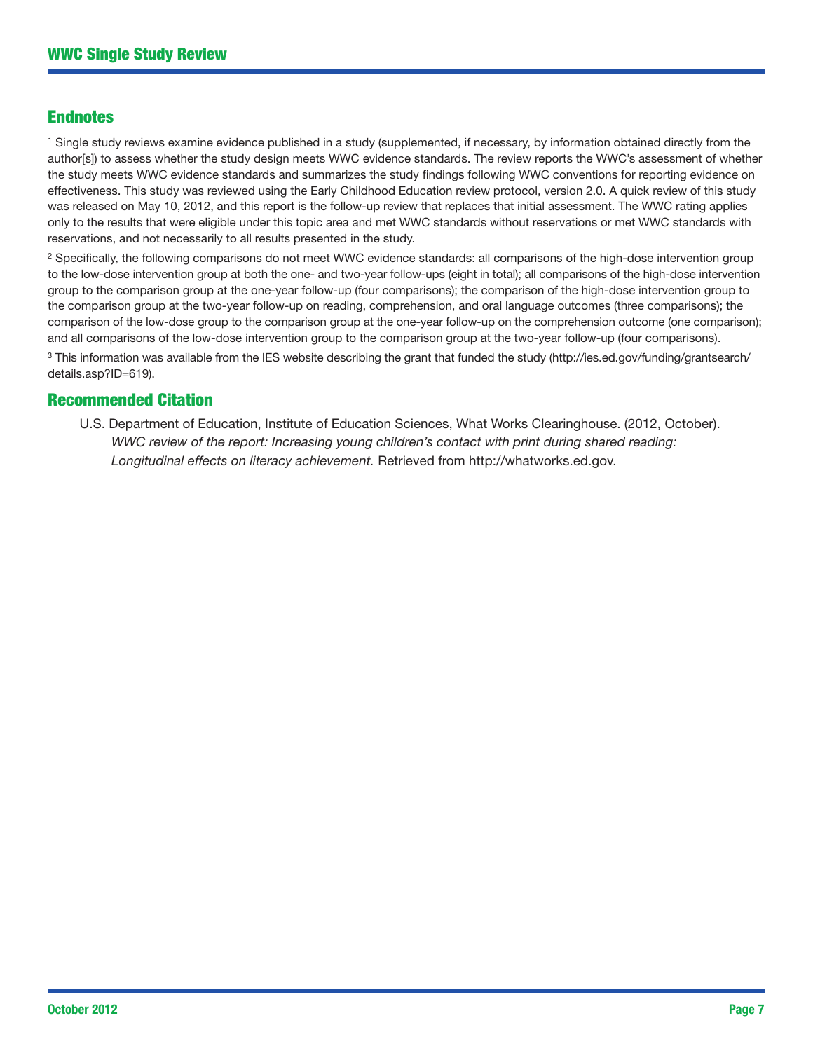## Endnotes

[1] Single study reviews examine evidence published in a study (supplemented, if necessary, by information obtained directly from the author[s]) to assess whether the study design meets WWC evidence standards. The review reports the WWC's assessment of whether the study meets WWC evidence standards and summarizes the study findings following WWC conventions for reporting evidence on effectiveness. This study was reviewed using the Early Childhood Education review protocol, version 2.0. A quick review of this study was released on May 10, 2012, and this report is the follow-up review that replaces that initial assessment. The WWC rating applies only to the results that were eligible under this topic area and met WWC standards without reservations or met WWC standards with reservations, and not necessarily to all results presented in the study.

[2] Specifically, the following comparisons do not meet WWC evidence standards: all comparisons of the high-dose intervention group to the low-dose intervention group at both the one- and two-year follow-ups (eight in total); all comparisons of the high-dose intervention group to the comparison group at the one-year follow-up (four comparisons); the comparison of the high-dose intervention group to the comparison group at the two-year follow-up on reading, comprehension, and oral language outcomes (three comparisons); the comparison of the low-dose group to the comparison group at the one-year follow-up on the comprehension outcome (one comparison); and all comparisons of the low-dose intervention group to the comparison group at the two-year follow-up (four comparisons).

[3] This information was available from the IES website describing the grant that funded the study (http://ies.ed.gov/funding/grantsearch/details.asp?ID=619).

## Recommended Citation

U.S. Department of Education, Institute of Education Sciences, What Works Clearinghouse. (2012, October). *WWC review of the report: Increasing young children's contact with print during shared reading: Longitudinal effects on literacy achievement.* Retrieved from http://whatworks.ed.gov.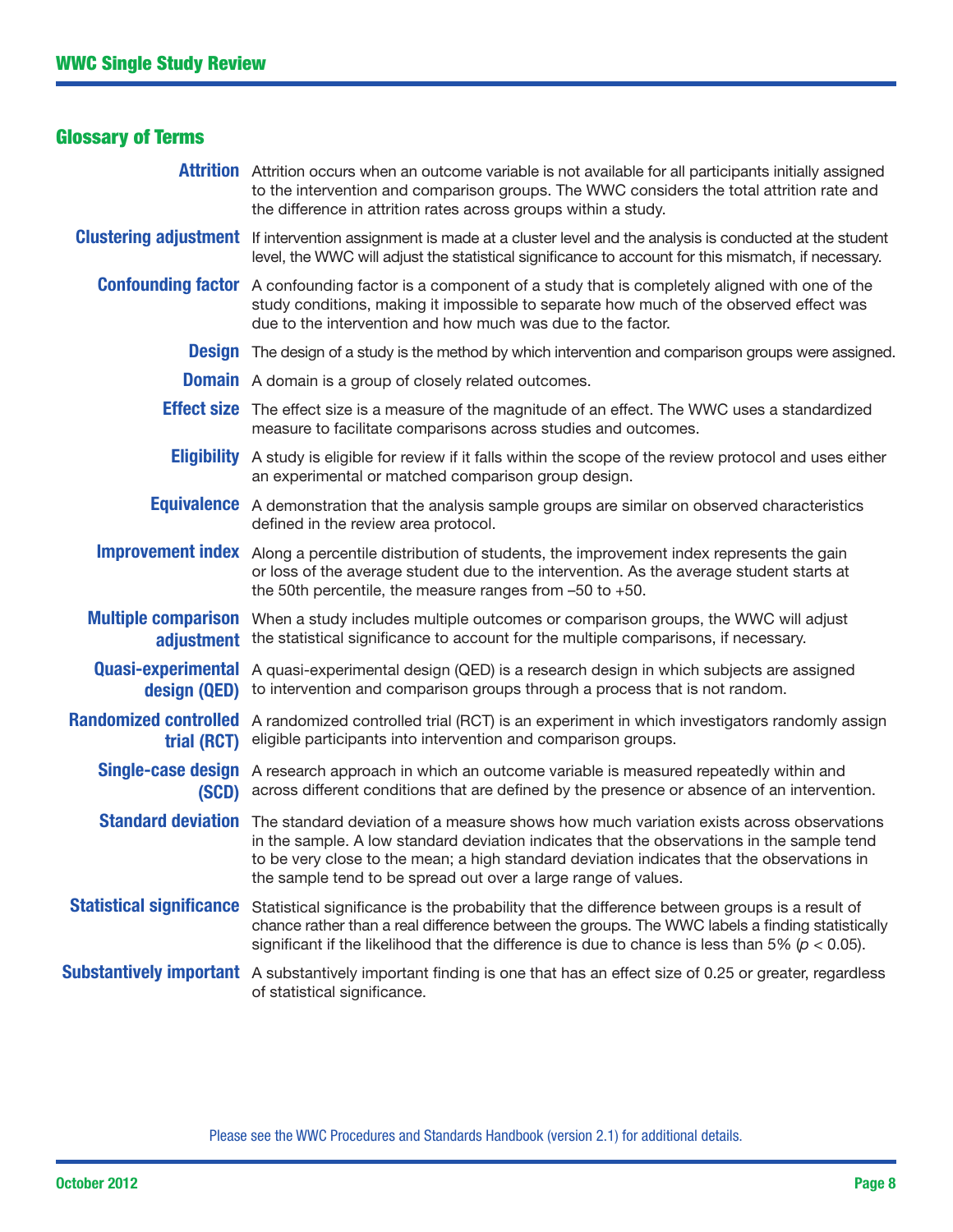## Glossary of Terms

**Attrition** Attrition occurs when an outcome variable is not available for all participants initially assigned to the intervention and comparison groups. The WWC considers the total attrition rate and the difference in attrition rates across groups within a study.

**Clustering adjustment** If intervention assignment is made at a cluster level and the analysis is conducted at the student level, the WWC will adjust the statistical significance to account for this mismatch, if necessary.

**Confounding factor** A confounding factor is a component of a study that is completely aligned with one of the study conditions, making it impossible to separate how much of the observed effect was due to the intervention and how much was due to the factor.

**Design** The design of a study is the method by which intervention and comparison groups were assigned.

**Domain** A domain is a group of closely related outcomes.

**Effect size** The effect size is a measure of the magnitude of an effect. The WWC uses a standardized measure to facilitate comparisons across studies and outcomes.

**Eligibility** A study is eligible for review if it falls within the scope of the review protocol and uses either an experimental or matched comparison group design.

**Equivalence** A demonstration that the analysis sample groups are similar on observed characteristics defined in the review area protocol.

**Improvement index** Along a percentile distribution of students, the improvement index represents the gain or loss of the average student due to the intervention. As the average student starts at the 50th percentile, the measure ranges from –50 to +50.

**Multiple comparison adjustment** When a study includes multiple outcomes or comparison groups, the WWC will adjust the statistical significance to account for the multiple comparisons, if necessary.

**Quasi-experimental design (QED)** A quasi-experimental design (QED) is a research design in which subjects are assigned to intervention and comparison groups through a process that is not random.

**Randomized controlled trial (RCT)** A randomized controlled trial (RCT) is an experiment in which investigators randomly assign eligible participants into intervention and comparison groups.

**Single-case design (SCD)** A research approach in which an outcome variable is measured repeatedly within and across different conditions that are defined by the presence or absence of an intervention.

**Standard deviation** The standard deviation of a measure shows how much variation exists across observations in the sample. A low standard deviation indicates that the observations in the sample tend to be very close to the mean; a high standard deviation indicates that the observations in the sample tend to be spread out over a large range of values.

**Statistical significance** Statistical significance is the probability that the difference between groups is a result of chance rather than a real difference between the groups. The WWC labels a finding statistically significant if the likelihood that the difference is due to chance is less than 5% ($p < 0.05$).

**Substantively important** A substantively important finding is one that has an effect size of 0.25 or greater, regardless of statistical significance.

Please see the WWC Procedures and Standards Handbook (version 2.1) for additional details.